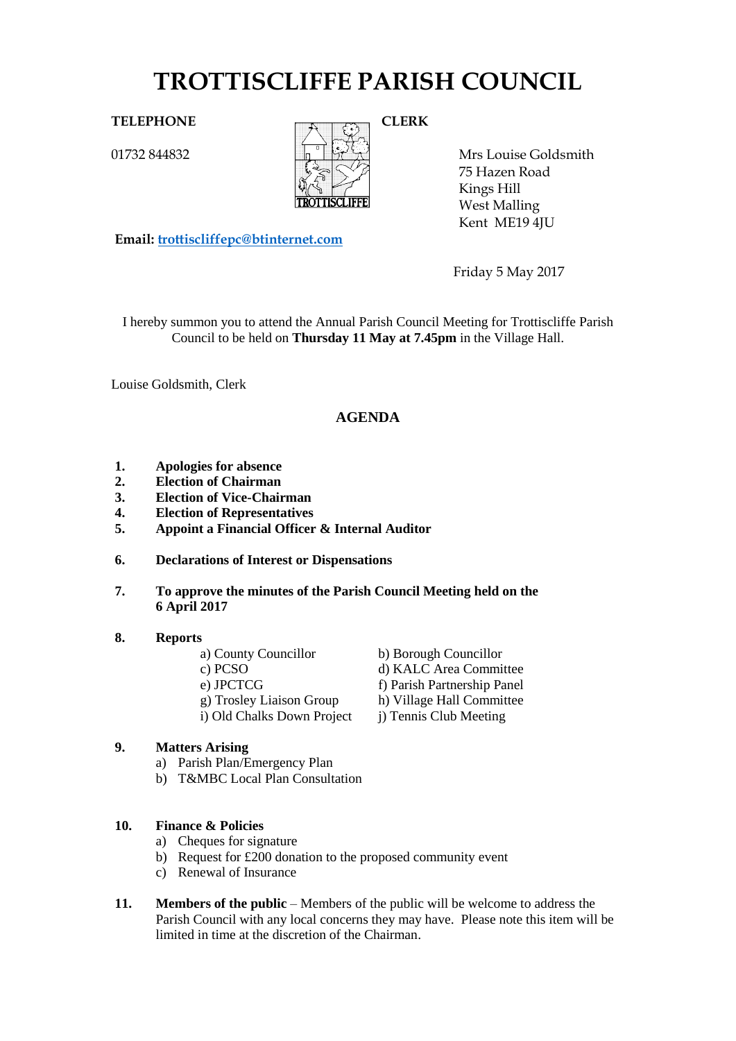# TROTTISCLIFFE PARISH COUNCIL

**TELEPHONE**

01732 844832

**CLERK**

Mrs Louise Goldsmith
75 Hazen Road
Kings Hill
West Malling
Kent ME19 4JU

**Email:** trottiscliffepc@btinternet.com

Friday 5 May 2017

I hereby summon you to attend the Annual Parish Council Meeting for Trottiscliffe Parish Council to be held on **Thursday 11 May at 7.45pm** in the Village Hall.

Louise Goldsmith, Clerk

## AGENDA

1. **Apologies for absence**
2. **Election of Chairman**
3. **Election of Vice-Chairman**
4. **Election of Representatives**
5. **Appoint a Financial Officer & Internal Auditor**
6. **Declarations of Interest or Dispensations**
7. **To approve the minutes of the Parish Council Meeting held on the 6 April 2017**
8. **Reports**
   - a) County Councillor
   - b) Borough Councillor
   - c) PCSO
   - d) KALC Area Committee
   - e) JPCTCG
   - f) Parish Partnership Panel
   - g) Trosley Liaison Group
   - h) Village Hall Committee
   - i) Old Chalks Down Project
   - j) Tennis Club Meeting
9. **Matters Arising**
   - a) Parish Plan/Emergency Plan
   - b) T&MBC Local Plan Consultation
10. **Finance & Policies**
    - a) Cheques for signature
    - b) Request for £200 donation to the proposed community event
    - c) Renewal of Insurance
11. **Members of the public** – Members of the public will be welcome to address the Parish Council with any local concerns they may have. Please note this item will be limited in time at the discretion of the Chairman.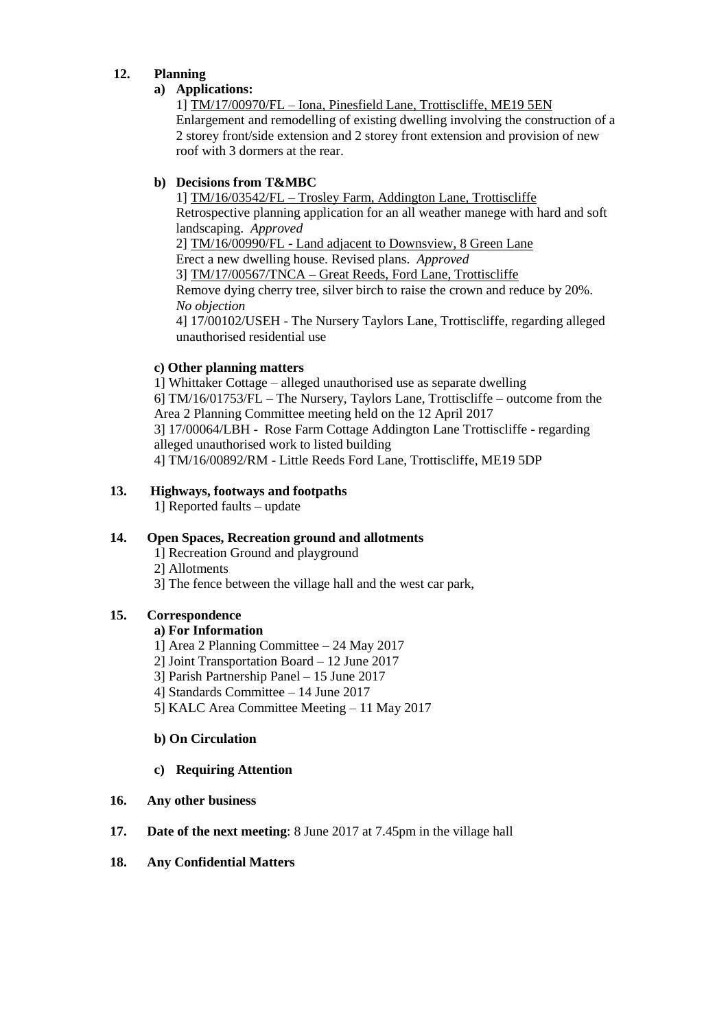**12. Planning**

**a) Applications:**

1] TM/17/00970/FL – Iona, Pinesfield Lane, Trottiscliffe, ME19 5EN
Enlargement and remodelling of existing dwelling involving the construction of a 2 storey front/side extension and 2 storey front extension and provision of new roof with 3 dormers at the rear.

**b) Decisions from T&MBC**

1] TM/16/03542/FL – Trosley Farm, Addington Lane, Trottiscliffe
Retrospective planning application for an all weather manege with hard and soft landscaping. *Approved*

2] TM/16/00990/FL - Land adjacent to Downsview, 8 Green Lane
Erect a new dwelling house. Revised plans. *Approved*

3] TM/17/00567/TNCA – Great Reeds, Ford Lane, Trottiscliffe
Remove dying cherry tree, silver birch to raise the crown and reduce by 20%. *No objection*

4] 17/00102/USEH - The Nursery Taylors Lane, Trottiscliffe, regarding alleged unauthorised residential use

**c) Other planning matters**

1] Whittaker Cottage – alleged unauthorised use as separate dwelling
6] TM/16/01753/FL – The Nursery, Taylors Lane, Trottiscliffe – outcome from the Area 2 Planning Committee meeting held on the 12 April 2017
3] 17/00064/LBH - Rose Farm Cottage Addington Lane Trottiscliffe - regarding alleged unauthorised work to listed building
4] TM/16/00892/RM - Little Reeds Ford Lane, Trottiscliffe, ME19 5DP

**13. Highways, footways and footpaths**

1] Reported faults – update

**14. Open Spaces, Recreation ground and allotments**

1] Recreation Ground and playground
2] Allotments
3] The fence between the village hall and the west car park,

**15. Correspondence**

**a) For Information**

1] Area 2 Planning Committee – 24 May 2017
2] Joint Transportation Board – 12 June 2017
3] Parish Partnership Panel – 15 June 2017
4] Standards Committee – 14 June 2017
5] KALC Area Committee Meeting – 11 May 2017

**b) On Circulation**

**c) Requiring Attention**

**16. Any other business**

**17. Date of the next meeting**: 8 June 2017 at 7.45pm in the village hall

**18. Any Confidential Matters**